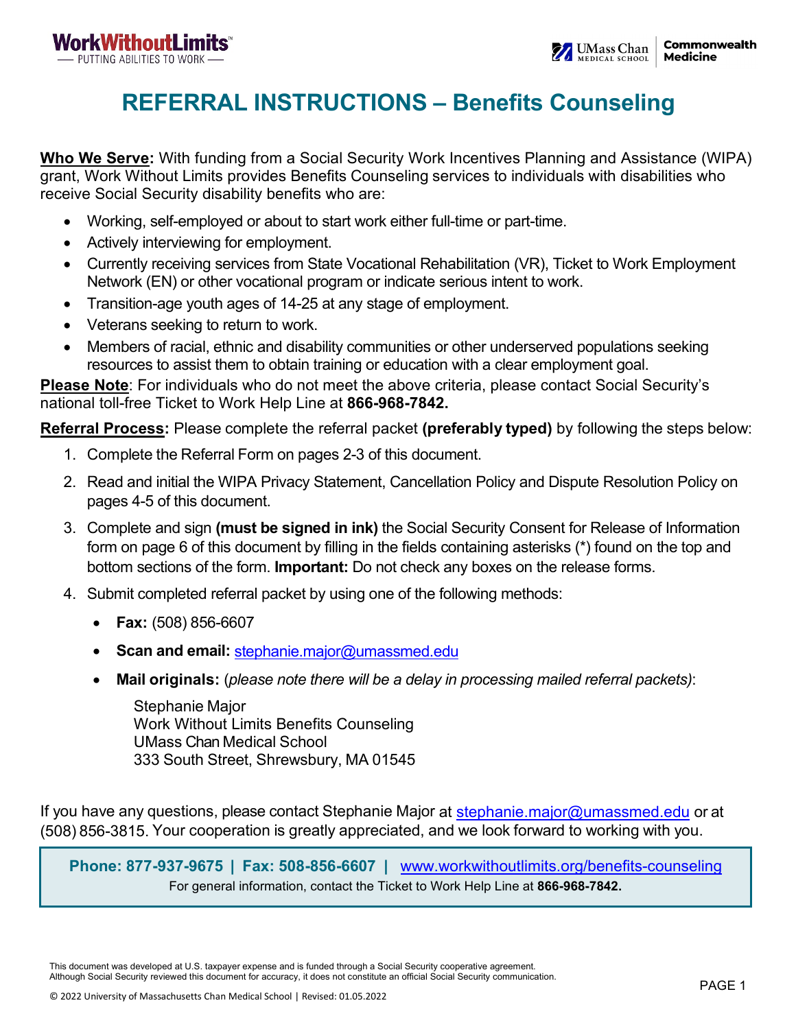# REFERRAL INSTRUCTIONS – Benefits Counseling

**Who We Serve:** With funding from a Social Security Work Incentives Planning and Assistance (WIPA) grant, Work Without Limits provides Benefits Counseling services to individuals with disabilities who receive Social Security disability benefits who are:

- Working, self-employed or about to start work either full-time or part-time.
- Actively interviewing for employment.
- Currently receiving services from State Vocational Rehabilitation (VR), Ticket to Work Employment Network (EN) or other vocational program or indicate serious intent to work.
- Transition-age youth ages of 14-25 at any stage of employment.
- Veterans seeking to return to work.
- Members of racial, ethnic and disability communities or other underserved populations seeking resources to assist them to obtain training or education with a clear employment goal.

**Please Note**: For individuals who do not meet the above criteria, please contact Social Security's national toll-free Ticket to Work Help Line at **866-968-7842.**

**Referral Process:** Please complete the referral packet **(preferably typed)** by following the steps below:

1. Complete the Referral Form on pages 2-3 of this document.
2. Read and initial the WIPA Privacy Statement, Cancellation Policy and Dispute Resolution Policy on pages 4-5 of this document.
3. Complete and sign **(must be signed in ink)** the Social Security Consent for Release of Information form on page 6 of this document by filling in the fields containing asterisks (*) found on the top and bottom sections of the form. **Important:** Do not check any boxes on the release forms.
4. Submit completed referral packet by using one of the following methods:
   - **Fax:** (508) 856-6607
   - **Scan and email:** stephanie.major@umassmed.edu
   - **Mail originals:** (*please note there will be a delay in processing mailed referral packets)*:

     Stephanie Major
     Work Without Limits Benefits Counseling
     UMass Chan Medical School
     333 South Street, Shrewsbury, MA 01545

If you have any questions, please contact Stephanie Major at stephanie.major@umassmed.edu or at (508) 856-3815. Your cooperation is greatly appreciated, and we look forward to working with you.

**Phone: 877-937-9675 | Fax: 508-856-6607 |** www.workwithoutlimits.org/benefits-counseling
For general information, contact the Ticket to Work Help Line at **866-968-7842.**

This document was developed at U.S. taxpayer expense and is funded through a Social Security cooperative agreement. Although Social Security reviewed this document for accuracy, it does not constitute an official Social Security communication.

© 2022 University of Massachusetts Chan Medical School | Revised: 01.05.2022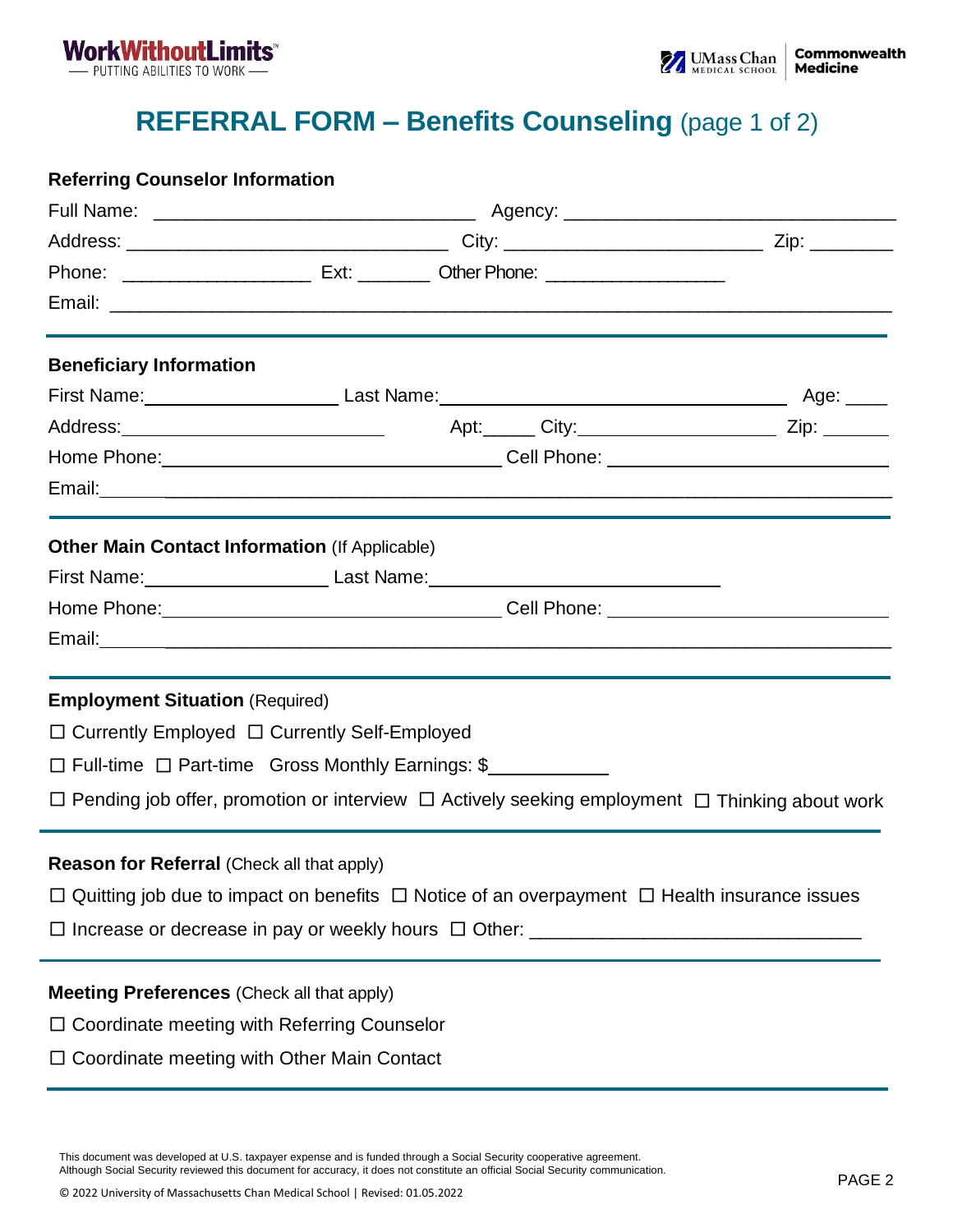# REFERRAL FORM – Benefits Counseling (page 1 of 2)

**Referring Counselor Information**

Full Name: ______________________________ Agency: ______________________________

Address: ______________________________ City: ________________________ Zip: ________

Phone: __________________ Ext: _______ Other Phone: _________________

Email: ________________________________________________________________________

**Beneficiary Information**

First Name: __________________ Last Name: ________________________________ Age: ____

Address: ________________________ Apt: _____ City: ___________________ Zip: _______

Home Phone: ________________________________ Cell Phone: ___________________________

Email: ________________________________________________________________________

**Other Main Contact Information** (If Applicable)

First Name: __________________ Last Name: ___________________________

Home Phone: ________________________________ Cell Phone: ___________________________

Email: ________________________________________________________________________

**Employment Situation** (Required)

☐ Currently Employed ☐ Currently Self-Employed

☐ Full-time ☐ Part-time Gross Monthly Earnings: $___________

☐ Pending job offer, promotion or interview ☐ Actively seeking employment ☐ Thinking about work

**Reason for Referral** (Check all that apply)

☐ Quitting job due to impact on benefits ☐ Notice of an overpayment ☐ Health insurance issues

☐ Increase or decrease in pay or weekly hours ☐ Other: ______________________________

**Meeting Preferences** (Check all that apply)

☐ Coordinate meeting with Referring Counselor

☐ Coordinate meeting with Other Main Contact

This document was developed at U.S. taxpayer expense and is funded through a Social Security cooperative agreement. Although Social Security reviewed this document for accuracy, it does not constitute an official Social Security communication.

© 2022 University of Massachusetts Chan Medical School | Revised: 01.05.2022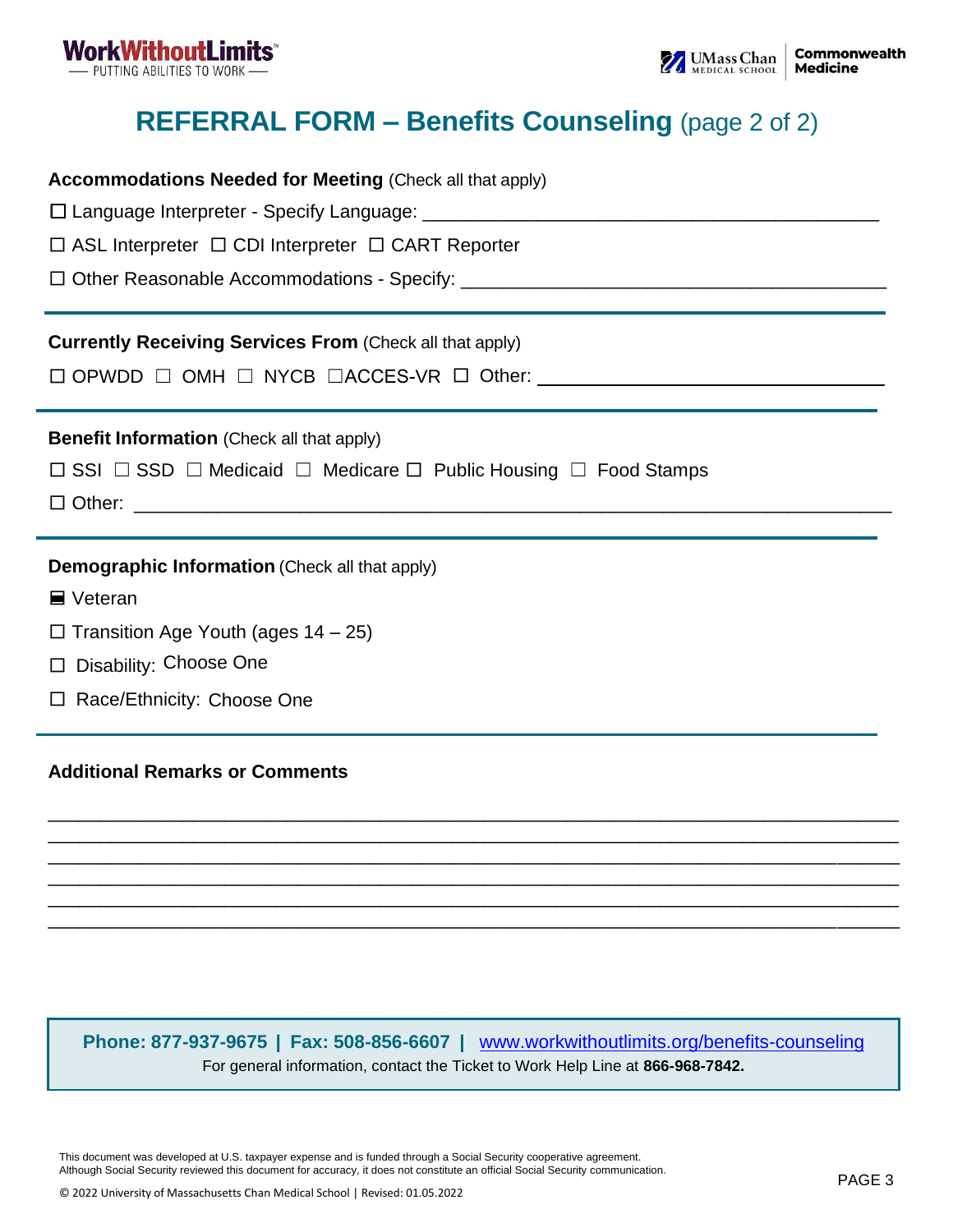WorkWithoutLimits™
PUTTING ABILITIES TO WORK

UMass Chan Medical School | Commonwealth Medicine

# REFERRAL FORM – Benefits Counseling (page 2 of 2)

**Accommodations Needed for Meeting** (Check all that apply)

☐ Language Interpreter - Specify Language: ____________________________________________

☐ ASL Interpreter ☐ CDI Interpreter ☐ CART Reporter

☐ Other Reasonable Accommodations - Specify: __________________________________________

**Currently Receiving Services From** (Check all that apply)

☐ OPWDD ☐ OMH ☐ NYCB ☐ACCES-VR ☐ Other: ________________________________

**Benefit Information** (Check all that apply)

☐ SSI ☐ SSD ☐ Medicaid ☐ Medicare ☐ Public Housing ☐ Food Stamps

☐ Other: ______________________________________________________________________

**Demographic Information** (Check all that apply)

☒ Veteran

☐ Transition Age Youth (ages 14 – 25)

☐ Disability: Choose One

☐ Race/Ethnicity: Choose One

**Additional Remarks or Comments**

__________________________________________________________________________________
__________________________________________________________________________________
__________________________________________________________________________________
__________________________________________________________________________________
__________________________________________________________________________________
__________________________________________________________________________________

**Phone: 877-937-9675 | Fax: 508-856-6607 |** www.workwithoutlimits.org/benefits-counseling

For general information, contact the Ticket to Work Help Line at **866-968-7842.**

This document was developed at U.S. taxpayer expense and is funded through a Social Security cooperative agreement. Although Social Security reviewed this document for accuracy, it does not constitute an official Social Security communication.

© 2022 University of Massachusetts Chan Medical School | Revised: 01.05.2022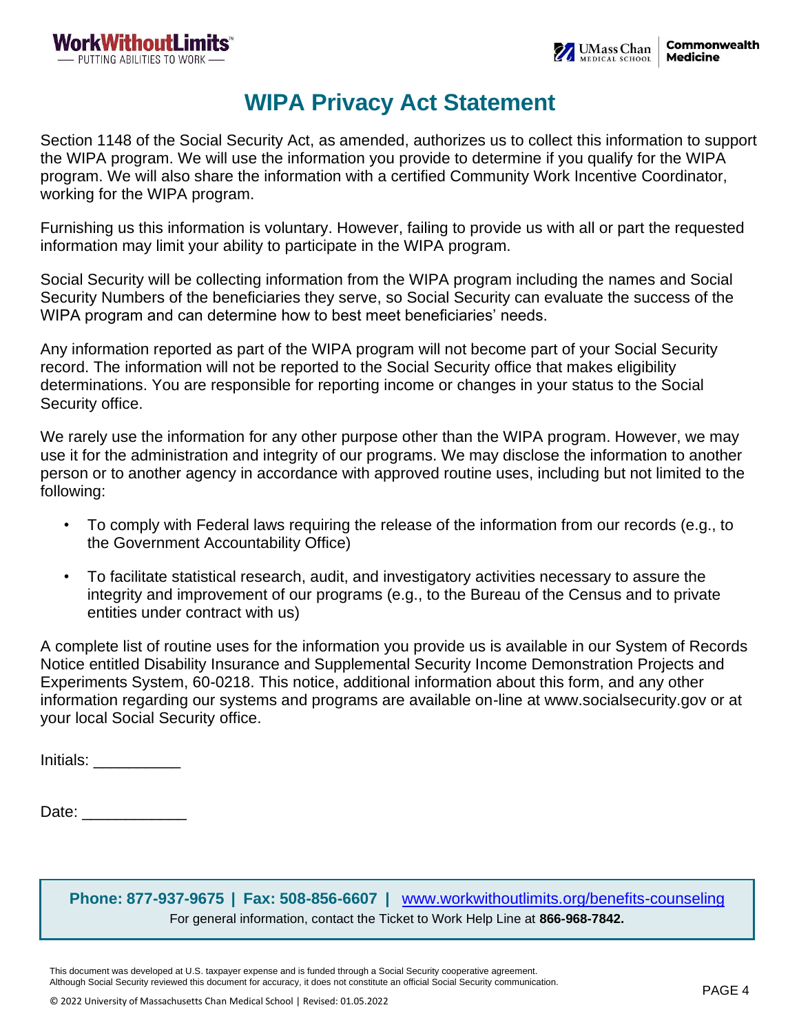# WIPA Privacy Act Statement

Section 1148 of the Social Security Act, as amended, authorizes us to collect this information to support the WIPA program. We will use the information you provide to determine if you qualify for the WIPA program. We will also share the information with a certified Community Work Incentive Coordinator, working for the WIPA program.

Furnishing us this information is voluntary. However, failing to provide us with all or part the requested information may limit your ability to participate in the WIPA program.

Social Security will be collecting information from the WIPA program including the names and Social Security Numbers of the beneficiaries they serve, so Social Security can evaluate the success of the WIPA program and can determine how to best meet beneficiaries' needs.

Any information reported as part of the WIPA program will not become part of your Social Security record. The information will not be reported to the Social Security office that makes eligibility determinations. You are responsible for reporting income or changes in your status to the Social Security office.

We rarely use the information for any other purpose other than the WIPA program. However, we may use it for the administration and integrity of our programs. We may disclose the information to another person or to another agency in accordance with approved routine uses, including but not limited to the following:

- To comply with Federal laws requiring the release of the information from our records (e.g., to the Government Accountability Office)
- To facilitate statistical research, audit, and investigatory activities necessary to assure the integrity and improvement of our programs (e.g., to the Bureau of the Census and to private entities under contract with us)

A complete list of routine uses for the information you provide us is available in our System of Records Notice entitled Disability Insurance and Supplemental Security Income Demonstration Projects and Experiments System, 60-0218. This notice, additional information about this form, and any other information regarding our systems and programs are available on-line at www.socialsecurity.gov or at your local Social Security office.

Initials: __________

Date: ____________

**Phone: 877-937-9675 | Fax: 508-856-6607 |** www.workwithoutlimits.org/benefits-counseling

For general information, contact the Ticket to Work Help Line at **866-968-7842.**

This document was developed at U.S. taxpayer expense and is funded through a Social Security cooperative agreement. Although Social Security reviewed this document for accuracy, it does not constitute an official Social Security communication.

© 2022 University of Massachusetts Chan Medical School | Revised: 01.05.2022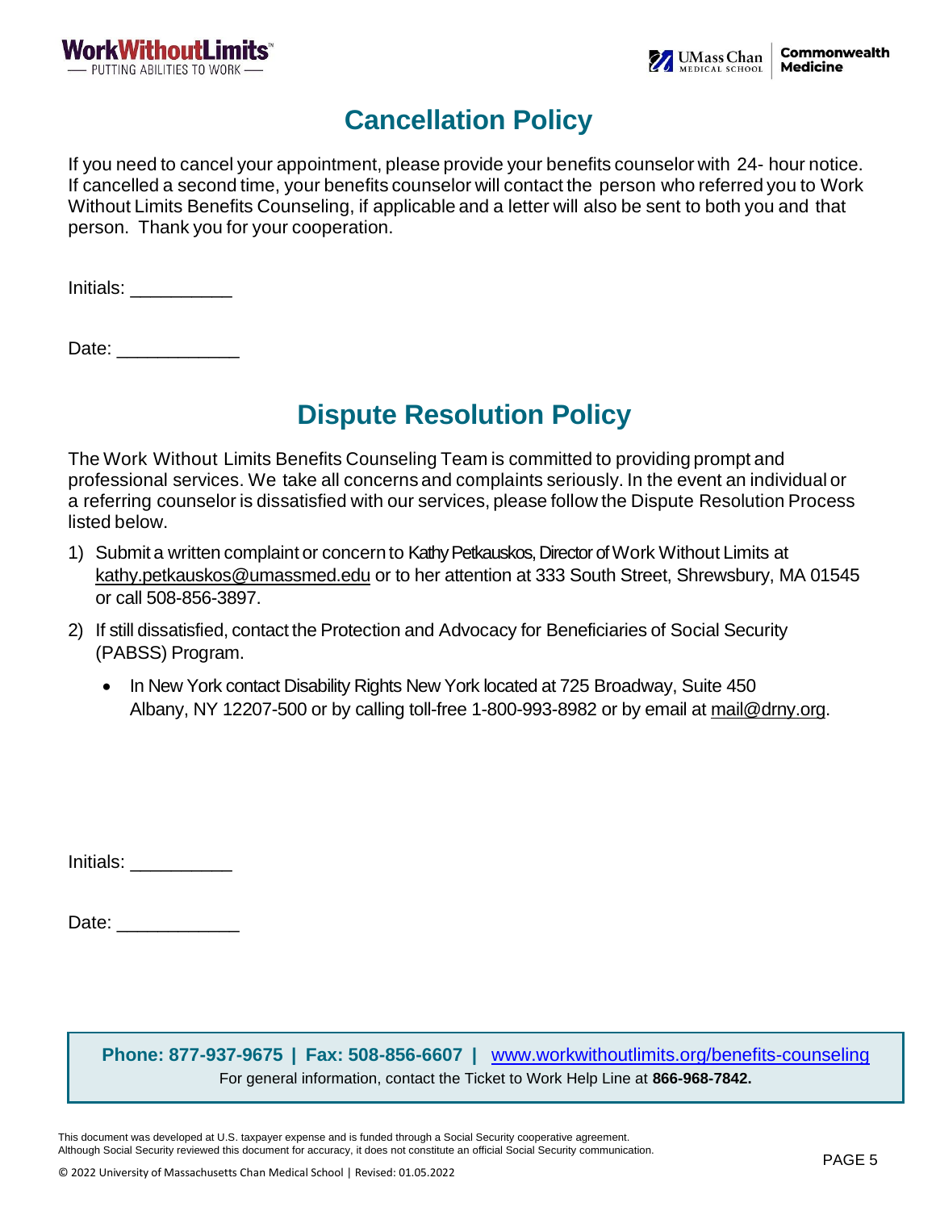# Cancellation Policy

If you need to cancel your appointment, please provide your benefits counselor with 24- hour notice. If cancelled a second time, your benefits counselor will contact the person who referred you to Work Without Limits Benefits Counseling, if applicable and a letter will also be sent to both you and that person. Thank you for your cooperation.

Initials: __________

Date: ____________

# Dispute Resolution Policy

The Work Without Limits Benefits Counseling Team is committed to providing prompt and professional services. We take all concerns and complaints seriously. In the event an individual or a referring counselor is dissatisfied with our services, please follow the Dispute Resolution Process listed below.

1) Submit a written complaint or concern to Kathy Petkauskos, Director of Work Without Limits at kathy.petkauskos@umassmed.edu or to her attention at 333 South Street, Shrewsbury, MA 01545 or call 508-856-3897.
2) If still dissatisfied, contact the Protection and Advocacy for Beneficiaries of Social Security (PABSS) Program.
   - In New York contact Disability Rights New York located at 725 Broadway, Suite 450 Albany, NY 12207-500 or by calling toll-free 1-800-993-8982 or by email at mail@drny.org.

Initials: __________

Date: ____________

**Phone: 877-937-9675 | Fax: 508-856-6607 |** www.workwithoutlimits.org/benefits-counseling

For general information, contact the Ticket to Work Help Line at **866-968-7842.**

This document was developed at U.S. taxpayer expense and is funded through a Social Security cooperative agreement. Although Social Security reviewed this document for accuracy, it does not constitute an official Social Security communication.

© 2022 University of Massachusetts Chan Medical School | Revised: 01.05.2022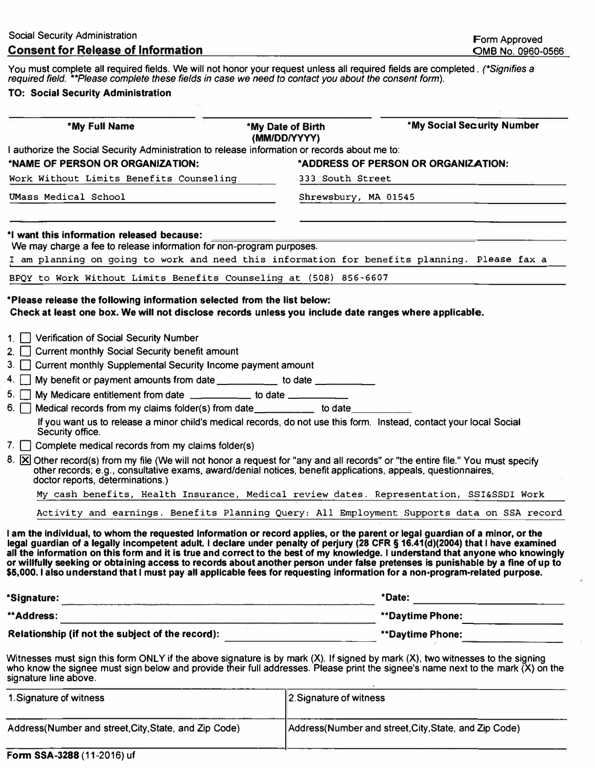Social Security Administration

## Consent for Release of Information

Form Approved
OMB No. 0960-0566

You must complete all required fields. We will not honor your request unless all required fields are completed. *(\*Signifies a required field. \*\*Please complete these fields in case we need to contact you about the consent form).*

**TO: Social Security Administration**

| **\*My Full Name** | **\*My Date of Birth (MM/DD/YYYY)** | **\*My Social Security Number** |
|---|---|---|
| | | |

I authorize the Social Security Administration to release information or records about me to:

| **\*NAME OF PERSON OR ORGANIZATION:** | **\*ADDRESS OF PERSON OR ORGANIZATION:** |
|---|---|
| Work Without Limits Benefits Counseling | 333 South Street |
| UMass Medical School | Shrewsbury, MA 01545 |

**\*I want this information released because:** ______________________

We may charge a fee to release information for non-program purposes.

I am planning on going to work and need this information for benefits planning. Please fax a BPQY to Work Without Limits Benefits Counseling at (508) 856-6607

**\*Please release the following information selected from the list below:**
**Check at least one box. We will not disclose records unless you include date ranges where applicable.**

1. ☐ Verification of Social Security Number
2. ☐ Current monthly Social Security benefit amount
3. ☐ Current monthly Supplemental Security Income payment amount
4. ☐ My benefit or payment amounts from date __________ to date __________
5. ☐ My Medicare entitlement from date __________ to date __________
6. ☐ Medical records from my claims folder(s) from date__________ to date__________

   If you want us to release a minor child's medical records, do not use this form. Instead, contact your local Social Security office.
7. ☐ Complete medical records from my claims folder(s)
8. ☒ Other record(s) from my file (We will not honor a request for "any and all records" or "the entire file." You must specify other records; e.g., consultative exams, award/denial notices, benefit applications, appeals, questionnaires, doctor reports, determinations.)

   My cash benefits, Health Insurance, Medical review dates. Representation, SSI&SSDI Work Activity and earnings. Benefits Planning Query: All Employment Supports data on SSA record

**I am the individual, to whom the requested information or record applies, or the parent or legal guardian of a minor, or the legal guardian of a legally incompetent adult. I declare under penalty of perjury (28 CFR § 16.41(d)(2004) that I have examined all the information on this form and it is true and correct to the best of my knowledge. I understand that anyone who knowingly or willfully seeking or obtaining access to records about another person under false pretenses is punishable by a fine of up to $5,000. I also understand that I must pay all applicable fees for requesting information for a non-program-related purpose.**

**\*Signature:** ______________________ **\*Date:** ______________

**\*\*Address:** ______________________ **\*\*Daytime Phone:** ______________

**Relationship (if not the subject of the record):** ______________ **\*\*Daytime Phone:** ______________

Witnesses must sign this form ONLY if the above signature is by mark (X). If signed by mark (X), two witnesses to the signing who know the signee must sign below and provide their full addresses. Please print the signee's name next to the mark (X) on the signature line above.

| 1. Signature of witness | 2. Signature of witness |
|---|---|
| Address(Number and street, City, State, and Zip Code) | Address(Number and street, City, State, and Zip Code) |

**Form SSA-3288** (11-2016) uf